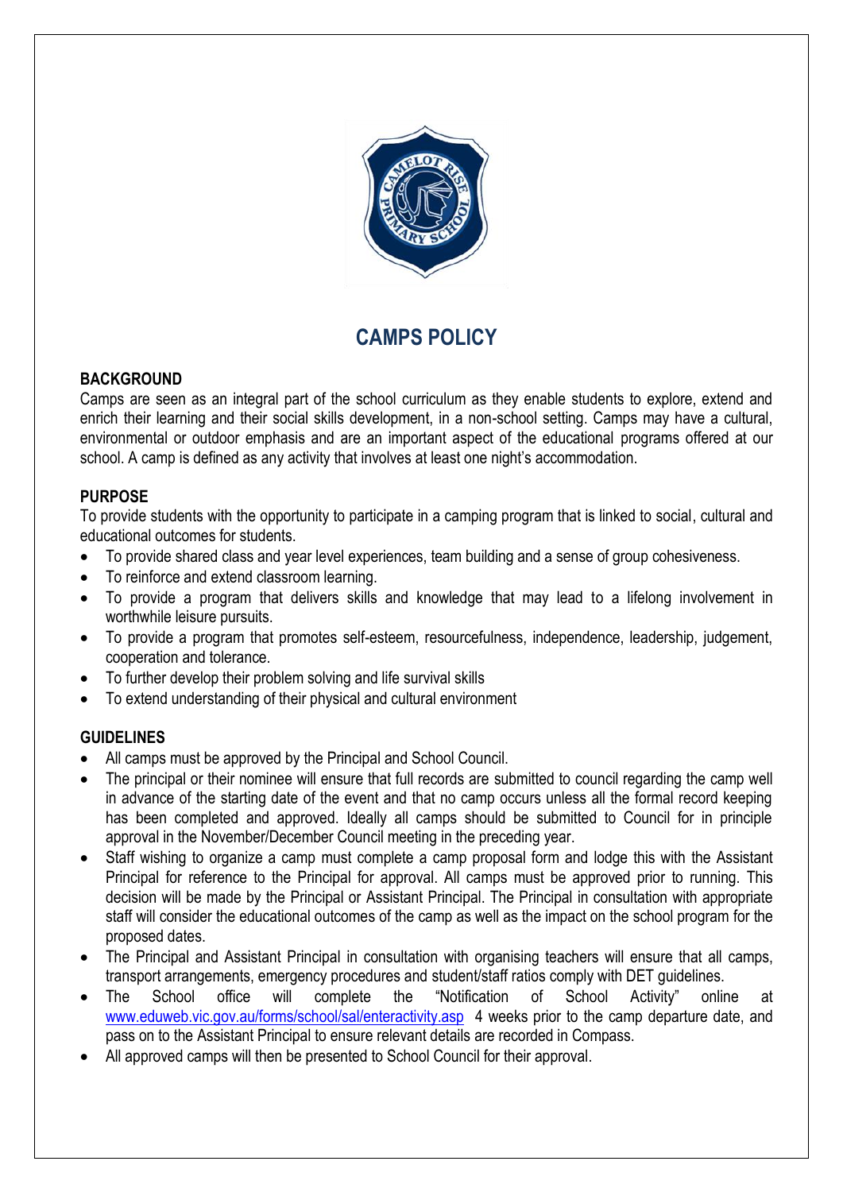# CAMPS POLICY

## BACKGROUND

Camps are seen as an integral part of the school curriculum as they enable students to explore, extend and enrich their learning and their social skills development, in a non-school setting. Camps may have a cultural, environmental or outdoor emphasis and are an important aspect of the educational programs offered at our school. A camp is defined as any activity that involves at least one night's accommodation.

## PURPOSE

To provide students with the opportunity to participate in a camping program that is linked to social, cultural and educational outcomes for students.

- To provide shared class and year level experiences, team building and a sense of group cohesiveness.
- To reinforce and extend classroom learning.
- To provide a program that delivers skills and knowledge that may lead to a lifelong involvement in worthwhile leisure pursuits.
- To provide a program that promotes self-esteem, resourcefulness, independence, leadership, judgement, cooperation and tolerance.
- To further develop their problem solving and life survival skills
- To extend understanding of their physical and cultural environment

## GUIDELINES

- All camps must be approved by the Principal and School Council.
- The principal or their nominee will ensure that full records are submitted to council regarding the camp well in advance of the starting date of the event and that no camp occurs unless all the formal record keeping has been completed and approved. Ideally all camps should be submitted to Council for in principle approval in the November/December Council meeting in the preceding year.
- Staff wishing to organize a camp must complete a camp proposal form and lodge this with the Assistant Principal for reference to the Principal for approval. All camps must be approved prior to running. This decision will be made by the Principal or Assistant Principal. The Principal in consultation with appropriate staff will consider the educational outcomes of the camp as well as the impact on the school program for the proposed dates.
- The Principal and Assistant Principal in consultation with organising teachers will ensure that all camps, transport arrangements, emergency procedures and student/staff ratios comply with DET guidelines.
- The School office will complete the "Notification of School Activity" online at www.eduweb.vic.gov.au/forms/school/sal/enteractivity.asp 4 weeks prior to the camp departure date, and pass on to the Assistant Principal to ensure relevant details are recorded in Compass.
- All approved camps will then be presented to School Council for their approval.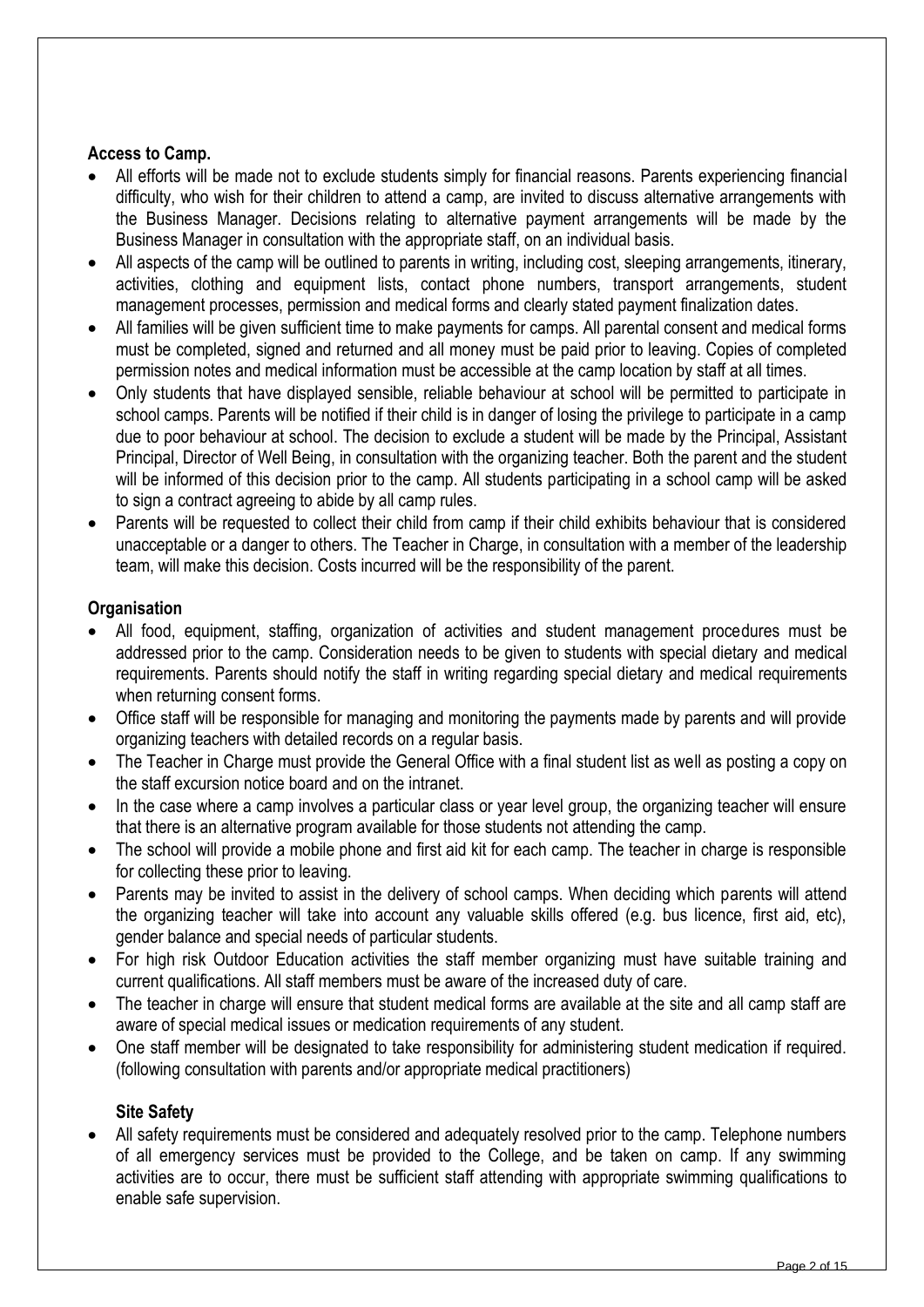**Access to Camp.**

- All efforts will be made not to exclude students simply for financial reasons. Parents experiencing financial difficulty, who wish for their children to attend a camp, are invited to discuss alternative arrangements with the Business Manager. Decisions relating to alternative payment arrangements will be made by the Business Manager in consultation with the appropriate staff, on an individual basis.
- All aspects of the camp will be outlined to parents in writing, including cost, sleeping arrangements, itinerary, activities, clothing and equipment lists, contact phone numbers, transport arrangements, student management processes, permission and medical forms and clearly stated payment finalization dates.
- All families will be given sufficient time to make payments for camps. All parental consent and medical forms must be completed, signed and returned and all money must be paid prior to leaving. Copies of completed permission notes and medical information must be accessible at the camp location by staff at all times.
- Only students that have displayed sensible, reliable behaviour at school will be permitted to participate in school camps. Parents will be notified if their child is in danger of losing the privilege to participate in a camp due to poor behaviour at school. The decision to exclude a student will be made by the Principal, Assistant Principal, Director of Well Being, in consultation with the organizing teacher. Both the parent and the student will be informed of this decision prior to the camp. All students participating in a school camp will be asked to sign a contract agreeing to abide by all camp rules.
- Parents will be requested to collect their child from camp if their child exhibits behaviour that is considered unacceptable or a danger to others. The Teacher in Charge, in consultation with a member of the leadership team, will make this decision. Costs incurred will be the responsibility of the parent.

**Organisation**

- All food, equipment, staffing, organization of activities and student management procedures must be addressed prior to the camp. Consideration needs to be given to students with special dietary and medical requirements. Parents should notify the staff in writing regarding special dietary and medical requirements when returning consent forms.
- Office staff will be responsible for managing and monitoring the payments made by parents and will provide organizing teachers with detailed records on a regular basis.
- The Teacher in Charge must provide the General Office with a final student list as well as posting a copy on the staff excursion notice board and on the intranet.
- In the case where a camp involves a particular class or year level group, the organizing teacher will ensure that there is an alternative program available for those students not attending the camp.
- The school will provide a mobile phone and first aid kit for each camp. The teacher in charge is responsible for collecting these prior to leaving.
- Parents may be invited to assist in the delivery of school camps. When deciding which parents will attend the organizing teacher will take into account any valuable skills offered (e.g. bus licence, first aid, etc), gender balance and special needs of particular students.
- For high risk Outdoor Education activities the staff member organizing must have suitable training and current qualifications. All staff members must be aware of the increased duty of care.
- The teacher in charge will ensure that student medical forms are available at the site and all camp staff are aware of special medical issues or medication requirements of any student.
- One staff member will be designated to take responsibility for administering student medication if required. (following consultation with parents and/or appropriate medical practitioners)

**Site Safety**

- All safety requirements must be considered and adequately resolved prior to the camp. Telephone numbers of all emergency services must be provided to the College, and be taken on camp. If any swimming activities are to occur, there must be sufficient staff attending with appropriate swimming qualifications to enable safe supervision.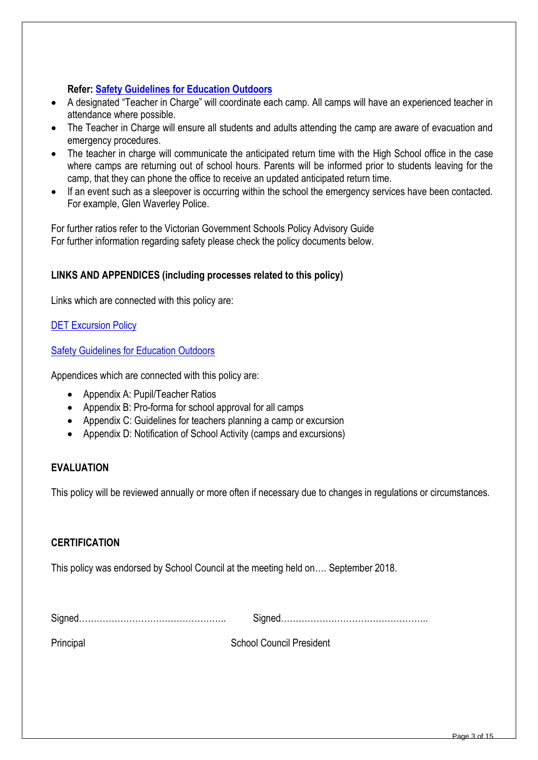**Refer: [Safety Guidelines for Education Outdoors]**

- A designated "Teacher in Charge" will coordinate each camp. All camps will have an experienced teacher in attendance where possible.
- The Teacher in Charge will ensure all students and adults attending the camp are aware of evacuation and emergency procedures.
- The teacher in charge will communicate the anticipated return time with the High School office in the case where camps are returning out of school hours. Parents will be informed prior to students leaving for the camp, that they can phone the office to receive an updated anticipated return time.
- If an event such as a sleepover is occurring within the school the emergency services have been contacted. For example, Glen Waverley Police.

For further ratios refer to the Victorian Government Schools Policy Advisory Guide
For further information regarding safety please check the policy documents below.

**LINKS AND APPENDICES (including processes related to this policy)**

Links which are connected with this policy are:

DET Excursion Policy

Safety Guidelines for Education Outdoors

Appendices which are connected with this policy are:

- Appendix A: Pupil/Teacher Ratios
- Appendix B: Pro-forma for school approval for all camps
- Appendix C: Guidelines for teachers planning a camp or excursion
- Appendix D: Notification of School Activity (camps and excursions)

**EVALUATION**

This policy will be reviewed annually or more often if necessary due to changes in regulations or circumstances.

**CERTIFICATION**

This policy was endorsed by School Council at the meeting held on…. September 2018.

Signed…………………………………………..   Signed…………………………………………..

Principal   School Council President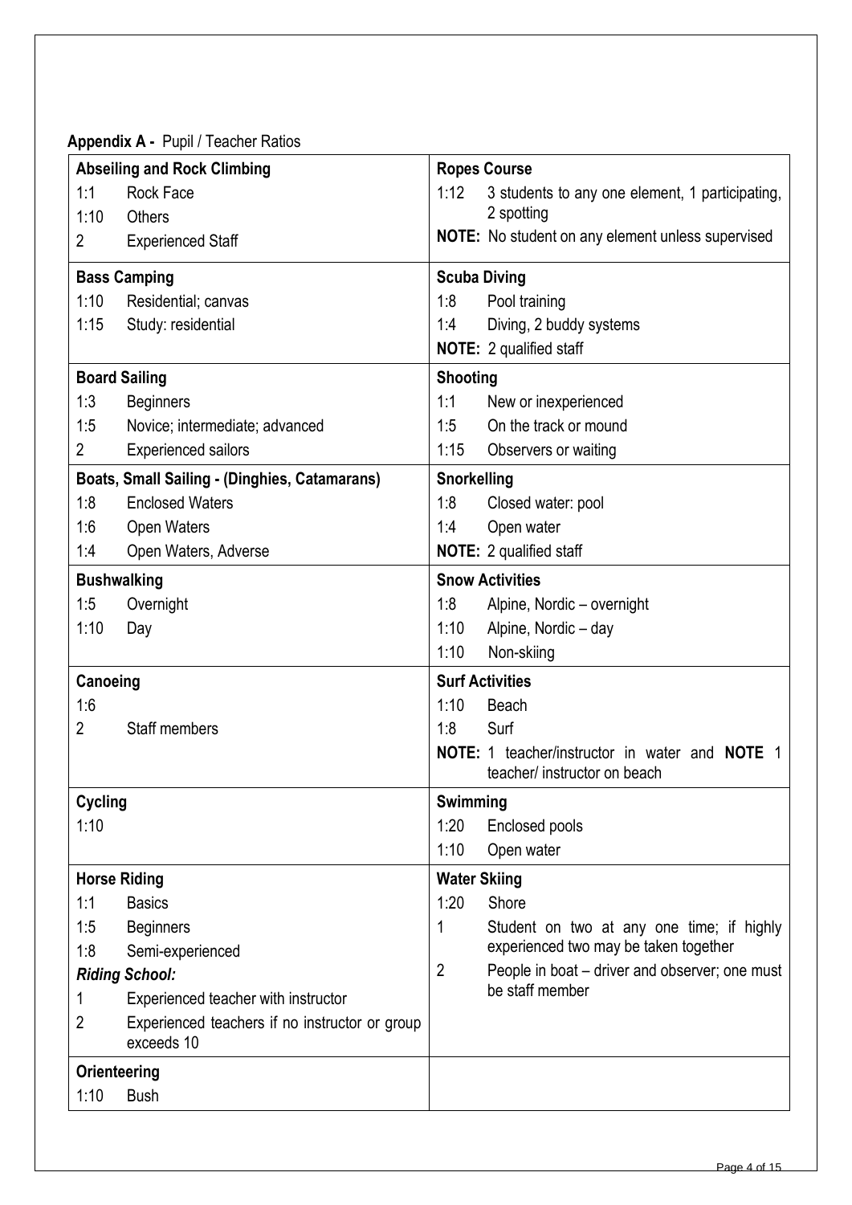**Appendix A -** Pupil / Teacher Ratios

| | |
|---|---|
| **Abseiling and Rock Climbing**<br>1:1 Rock Face<br>1:10 Others<br>2 Experienced Staff | **Ropes Course**<br>1:12 3 students to any one element, 1 participating, 2 spotting<br>**NOTE:** No student on any element unless supervised |
| **Bass Camping**<br>1:10 Residential; canvas<br>1:15 Study: residential | **Scuba Diving**<br>1:8 Pool training<br>1:4 Diving, 2 buddy systems<br>**NOTE:** 2 qualified staff |
| **Board Sailing**<br>1:3 Beginners<br>1:5 Novice; intermediate; advanced<br>2 Experienced sailors | **Shooting**<br>1:1 New or inexperienced<br>1:5 On the track or mound<br>1:15 Observers or waiting |
| **Boats, Small Sailing - (Dinghies, Catamarans)**<br>1:8 Enclosed Waters<br>1:6 Open Waters<br>1:4 Open Waters, Adverse | **Snorkelling**<br>1:8 Closed water: pool<br>1:4 Open water<br>**NOTE:** 2 qualified staff |
| **Bushwalking**<br>1:5 Overnight<br>1:10 Day | **Snow Activities**<br>1:8 Alpine, Nordic – overnight<br>1:10 Alpine, Nordic – day<br>1:10 Non-skiing |
| **Canoeing**<br>1:6<br>2 Staff members | **Surf Activities**<br>1:10 Beach<br>1:8 Surf<br>**NOTE:** 1 teacher/instructor in water and **NOTE** 1 teacher/ instructor on beach |
| **Cycling**<br>1:10 | **Swimming**<br>1:20 Enclosed pools<br>1:10 Open water |
| **Horse Riding**<br>1:1 Basics<br>1:5 Beginners<br>1:8 Semi-experienced<br>***Riding School:***<br>1 Experienced teacher with instructor<br>2 Experienced teachers if no instructor or group exceeds 10 | **Water Skiing**<br>1:20 Shore<br>1 Student on two at any one time; if highly experienced two may be taken together<br>2 People in boat – driver and observer; one must be staff member |
| **Orienteering**<br>1:10 Bush | |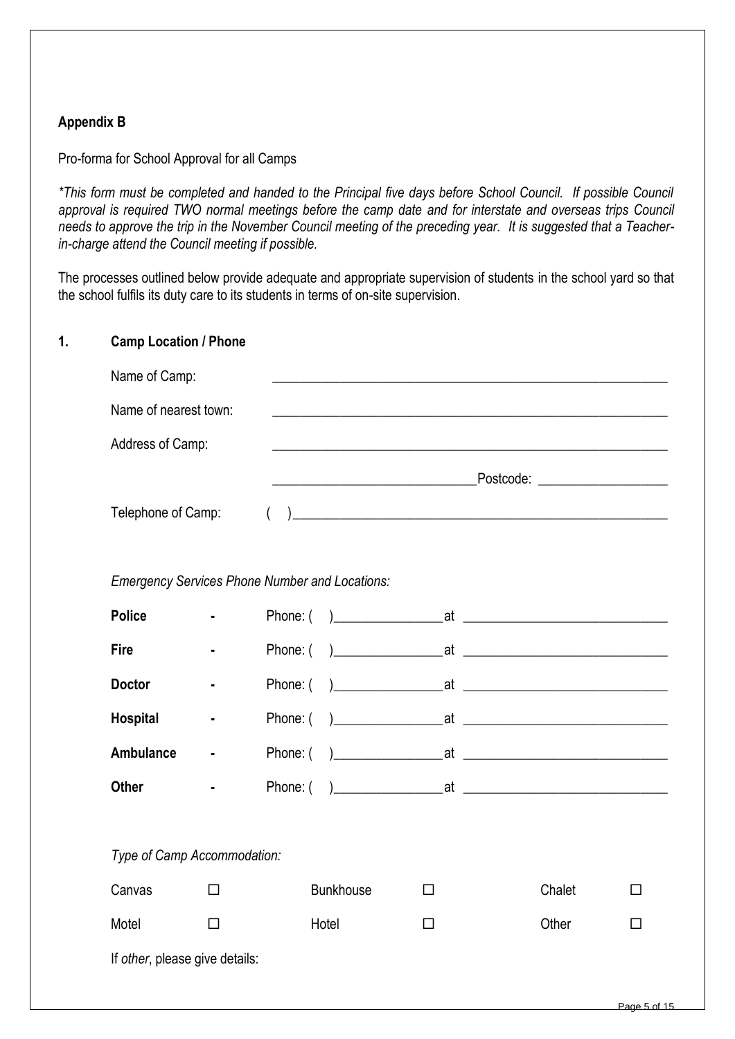## Appendix B

Pro-forma for School Approval for all Camps

*\*This form must be completed and handed to the Principal five days before School Council. If possible Council approval is required TWO normal meetings before the camp date and for interstate and overseas trips Council needs to approve the trip in the November Council meeting of the preceding year. It is suggested that a Teacher-in-charge attend the Council meeting if possible.*

The processes outlined below provide adequate and appropriate supervision of students in the school yard so that the school fulfils its duty care to its students in terms of on-site supervision.

### 1. Camp Location / Phone

Name of Camp: ____________________________________________

Name of nearest town: ____________________________________________

Address of Camp: ____________________________________________

______________________________ Postcode: ___________________

Telephone of Camp: (   )____________________________________________

*Emergency Services Phone Number and Locations:*

**Police** - Phone: (   )________________ at ______________________________

**Fire** - Phone: (   )________________ at ______________________________

**Doctor** - Phone: (   )________________ at ______________________________

**Hospital** - Phone: (   )________________ at ______________________________

**Ambulance** - Phone: (   )________________ at ______________________________

**Other** - Phone: (   )________________ at ______________________________

*Type of Camp Accommodation:*

| | | | | | |
|---|---|---|---|---|---|
| Canvas | ☐ | Bunkhouse | ☐ | Chalet | ☐ |
| Motel | ☐ | Hotel | ☐ | Other | ☐ |

If *other*, please give details: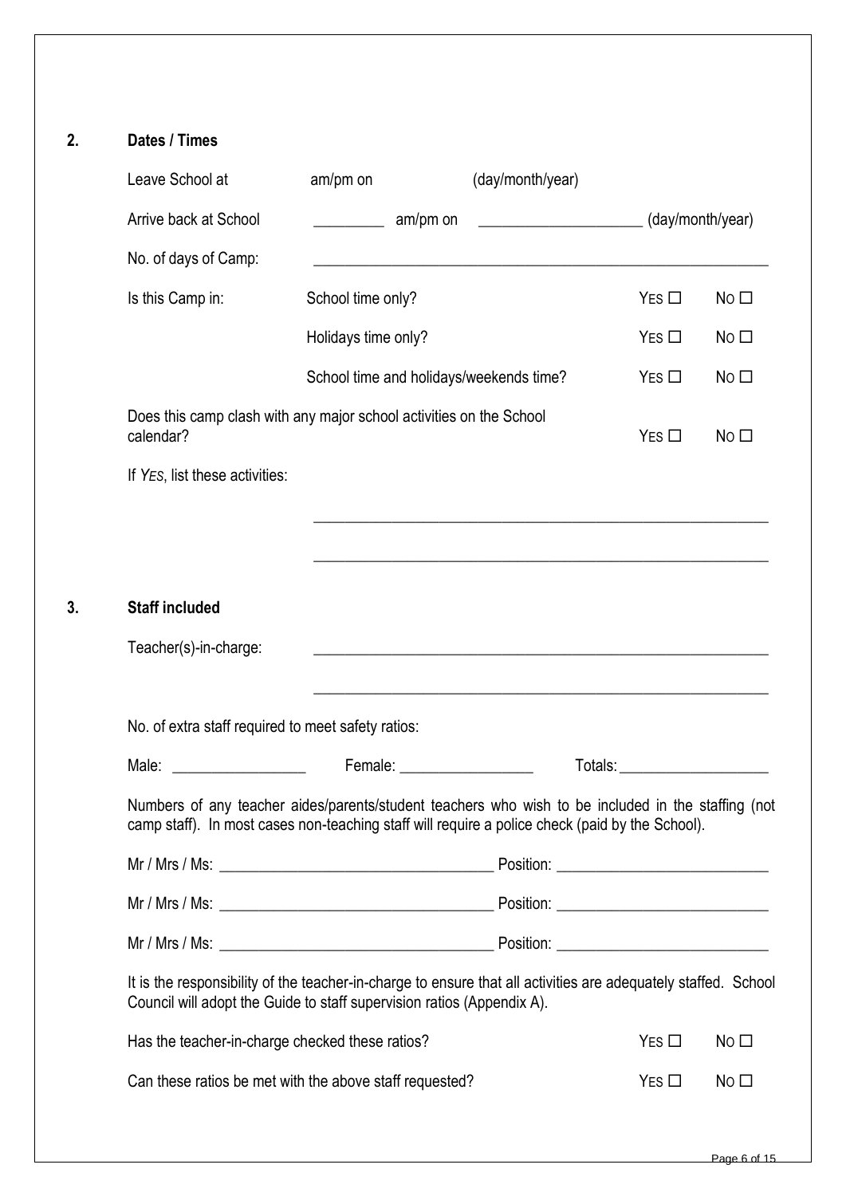## 2. Dates / Times

Leave School at am/pm on (day/month/year)

Arrive back at School _________ am/pm on ____________________ (day/month/year)

No. of days of Camp: ____________________________________________________________

| Is this Camp in: | | | |
|---|---|---|---|
| | School time only? | YES ☐ | NO ☐ |
| | Holidays time only? | YES ☐ | NO ☐ |
| | School time and holidays/weekends time? | YES ☐ | NO ☐ |

Does this camp clash with any major school activities on the School calendar? YES ☐ NO ☐

If *YES*, list these activities:

____________________________________________________________

____________________________________________________________

## 3. Staff included

Teacher(s)-in-charge: ____________________________________________________________

____________________________________________________________

No. of extra staff required to meet safety ratios:

Male: _________________ Female: _________________ Totals: ___________________

Numbers of any teacher aides/parents/student teachers who wish to be included in the staffing (not camp staff). In most cases non-teaching staff will require a police check (paid by the School).

Mr / Mrs / Ms: ___________________________________ Position: ___________________________

Mr / Mrs / Ms: ___________________________________ Position: ___________________________

Mr / Mrs / Ms: ___________________________________ Position: ___________________________

It is the responsibility of the teacher-in-charge to ensure that all activities are adequately staffed. School Council will adopt the Guide to staff supervision ratios (Appendix A).

Has the teacher-in-charge checked these ratios? YES ☐ NO ☐

Can these ratios be met with the above staff requested? YES ☐ NO ☐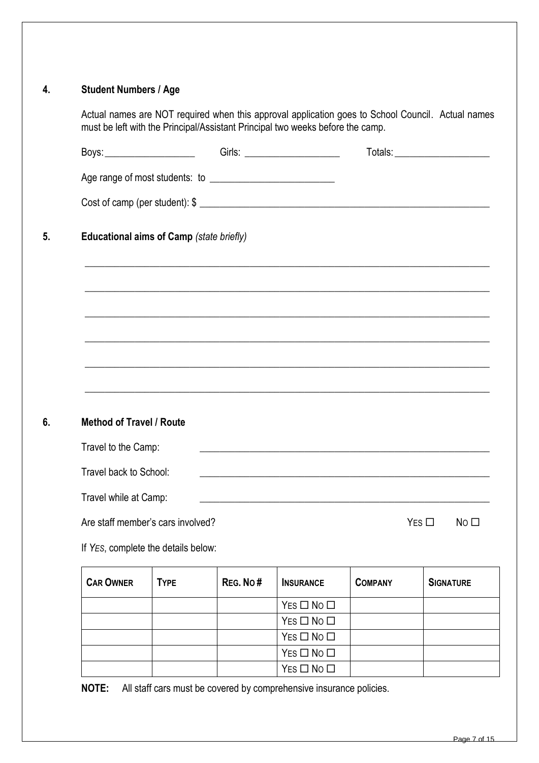## 4. Student Numbers / Age

Actual names are NOT required when this approval application goes to School Council. Actual names must be left with the Principal/Assistant Principal two weeks before the camp.

Boys: ___________________ Girls: ____________________ Totals: ____________________

Age range of most students: to _________________________

Cost of camp (per student): $ ____________________________________________________________

## 5. Educational aims of Camp *(state briefly)*

______________________________________________________________________________

______________________________________________________________________________

______________________________________________________________________________

______________________________________________________________________________

______________________________________________________________________________

______________________________________________________________________________

## 6. Method of Travel / Route

Travel to the Camp: ____________________________________________________________

Travel back to School: ____________________________________________________________

Travel while at Camp: ____________________________________________________________

Are staff member's cars involved? YES ☐ NO ☐

If *YES*, complete the details below:

| CAR OWNER | TYPE | REG. NO # | INSURANCE | COMPANY | SIGNATURE |
|---|---|---|---|---|---|
| | | | YES ☐ NO ☐ | | |
| | | | YES ☐ NO ☐ | | |
| | | | YES ☐ NO ☐ | | |
| | | | YES ☐ NO ☐ | | |
| | | | YES ☐ NO ☐ | | |

**NOTE:** All staff cars must be covered by comprehensive insurance policies.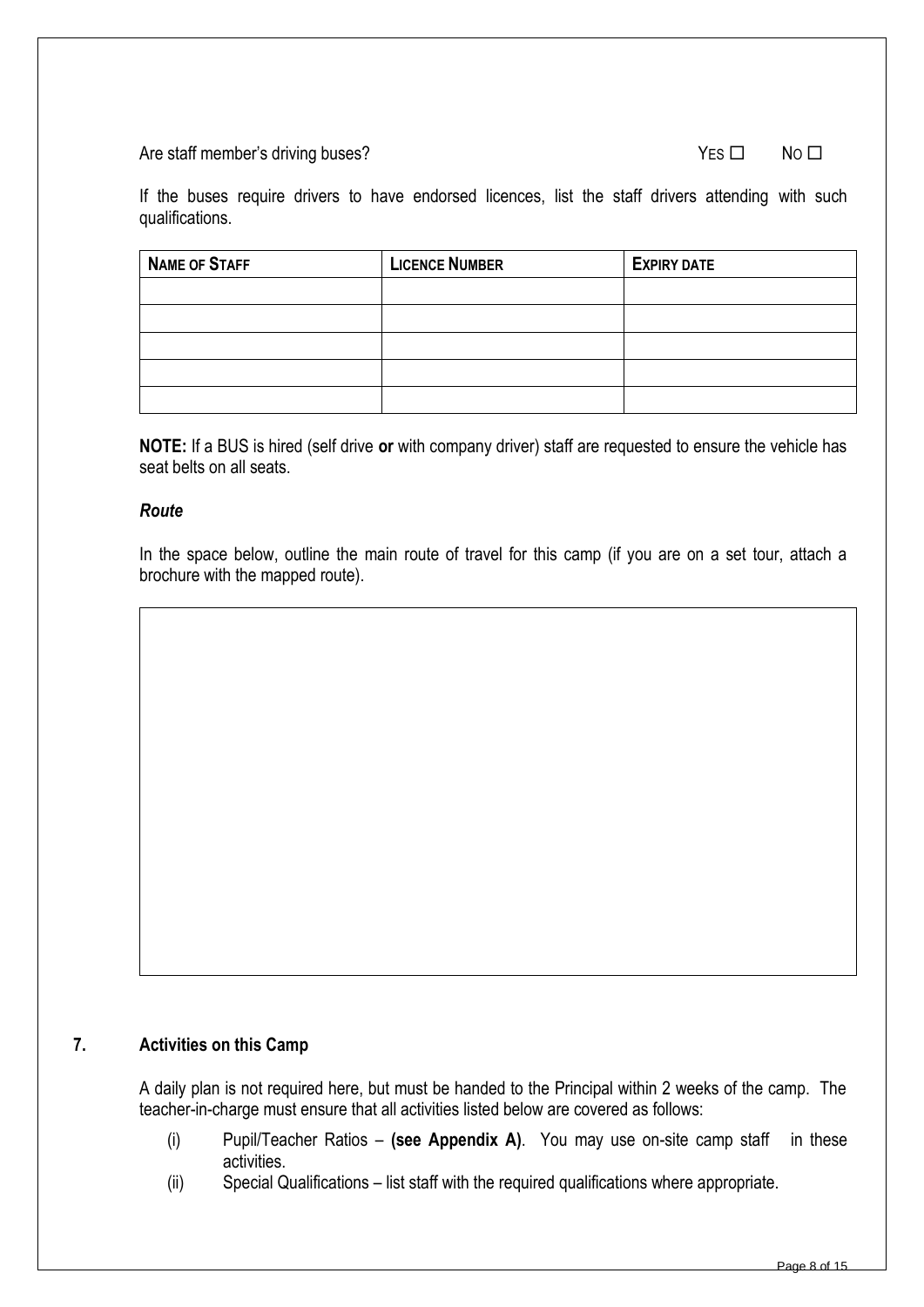Are staff member's driving buses? YES ☐ NO ☐

If the buses require drivers to have endorsed licences, list the staff drivers attending with such qualifications.

| **NAME OF STAFF** | **LICENCE NUMBER** | **EXPIRY DATE** |
|---|---|---|
| | | |
| | | |
| | | |
| | | |
| | | |

**NOTE:** If a BUS is hired (self drive **or** with company driver) staff are requested to ensure the vehicle has seat belts on all seats.

### *Route*

In the space below, outline the main route of travel for this camp (if you are on a set tour, attach a brochure with the mapped route).

## 7. Activities on this Camp

A daily plan is not required here, but must be handed to the Principal within 2 weeks of the camp. The teacher-in-charge must ensure that all activities listed below are covered as follows:

(i) Pupil/Teacher Ratios – **(see Appendix A)**. You may use on-site camp staff in these activities.

(ii) Special Qualifications – list staff with the required qualifications where appropriate.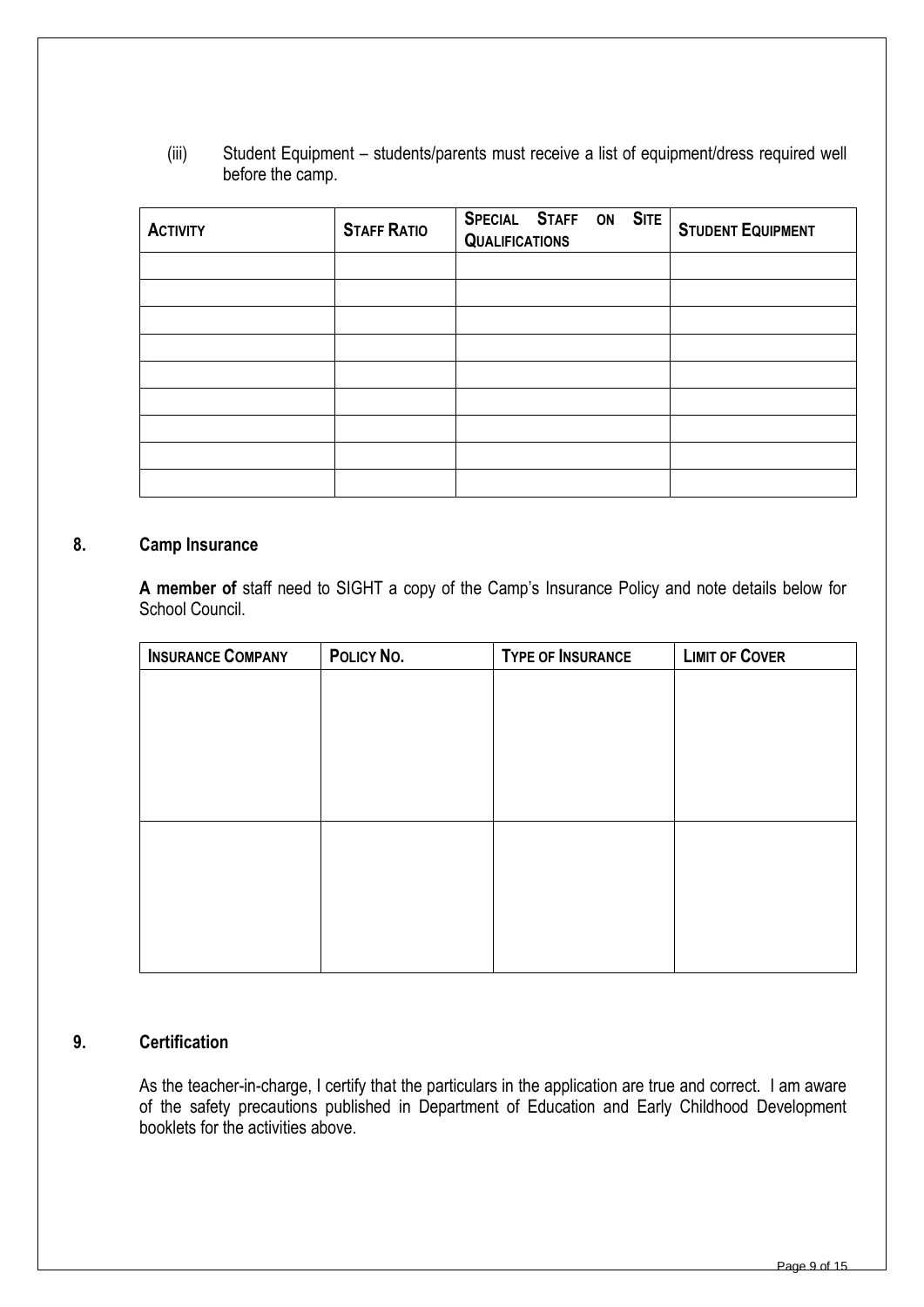(iii) Student Equipment – students/parents must receive a list of equipment/dress required well before the camp.

| ACTIVITY | STAFF RATIO | SPECIAL STAFF ON SITE QUALIFICATIONS | STUDENT EQUIPMENT |
|---|---|---|---|
| | | | |
| | | | |
| | | | |
| | | | |
| | | | |
| | | | |
| | | | |
| | | | |
| | | | |

## 8. Camp Insurance

**A member of** staff need to SIGHT a copy of the Camp's Insurance Policy and note details below for School Council.

| INSURANCE COMPANY | POLICY NO. | TYPE OF INSURANCE | LIMIT OF COVER |
|---|---|---|---|
| | | | |
| | | | |

## 9. Certification

As the teacher-in-charge, I certify that the particulars in the application are true and correct. I am aware of the safety precautions published in Department of Education and Early Childhood Development booklets for the activities above.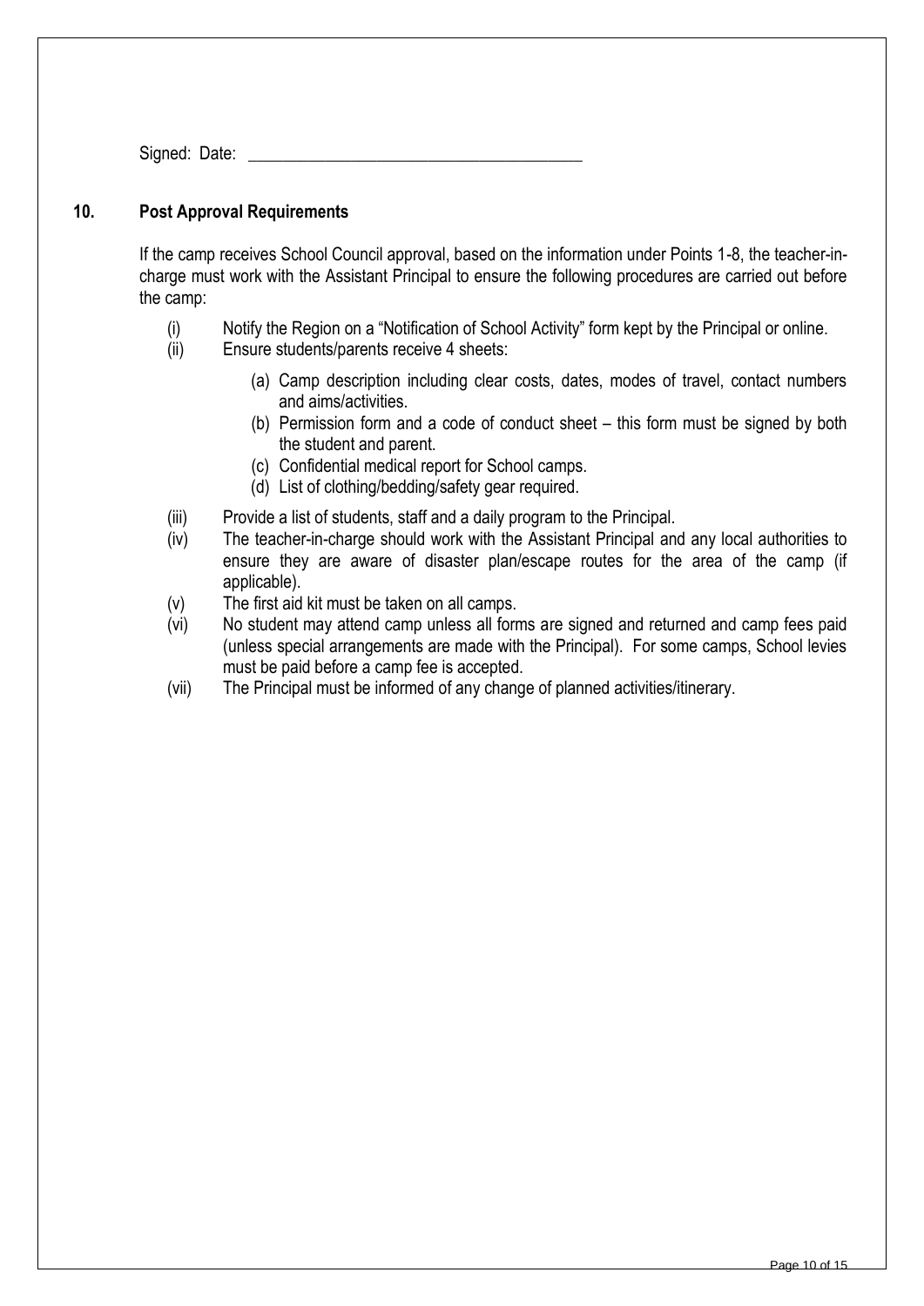Signed: Date: ________________________________________

## 10. Post Approval Requirements

If the camp receives School Council approval, based on the information under Points 1-8, the teacher-in-charge must work with the Assistant Principal to ensure the following procedures are carried out before the camp:

(i) Notify the Region on a "Notification of School Activity" form kept by the Principal or online.

(ii) Ensure students/parents receive 4 sheets:

   (a) Camp description including clear costs, dates, modes of travel, contact numbers and aims/activities.

   (b) Permission form and a code of conduct sheet – this form must be signed by both the student and parent.

   (c) Confidential medical report for School camps.

   (d) List of clothing/bedding/safety gear required.

(iii) Provide a list of students, staff and a daily program to the Principal.

(iv) The teacher-in-charge should work with the Assistant Principal and any local authorities to ensure they are aware of disaster plan/escape routes for the area of the camp (if applicable).

(v) The first aid kit must be taken on all camps.

(vi) No student may attend camp unless all forms are signed and returned and camp fees paid (unless special arrangements are made with the Principal). For some camps, School levies must be paid before a camp fee is accepted.

(vii) The Principal must be informed of any change of planned activities/itinerary.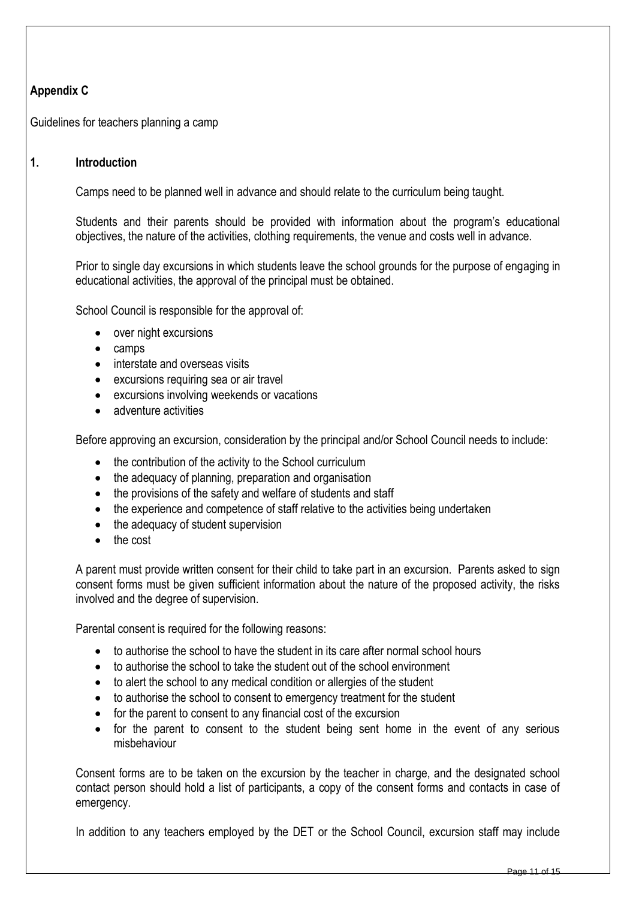**Appendix C**

Guidelines for teachers planning a camp

## 1. Introduction

Camps need to be planned well in advance and should relate to the curriculum being taught.

Students and their parents should be provided with information about the program's educational objectives, the nature of the activities, clothing requirements, the venue and costs well in advance.

Prior to single day excursions in which students leave the school grounds for the purpose of engaging in educational activities, the approval of the principal must be obtained.

School Council is responsible for the approval of:

- over night excursions
- camps
- interstate and overseas visits
- excursions requiring sea or air travel
- excursions involving weekends or vacations
- adventure activities

Before approving an excursion, consideration by the principal and/or School Council needs to include:

- the contribution of the activity to the School curriculum
- the adequacy of planning, preparation and organisation
- the provisions of the safety and welfare of students and staff
- the experience and competence of staff relative to the activities being undertaken
- the adequacy of student supervision
- the cost

A parent must provide written consent for their child to take part in an excursion. Parents asked to sign consent forms must be given sufficient information about the nature of the proposed activity, the risks involved and the degree of supervision.

Parental consent is required for the following reasons:

- to authorise the school to have the student in its care after normal school hours
- to authorise the school to take the student out of the school environment
- to alert the school to any medical condition or allergies of the student
- to authorise the school to consent to emergency treatment for the student
- for the parent to consent to any financial cost of the excursion
- for the parent to consent to the student being sent home in the event of any serious misbehaviour

Consent forms are to be taken on the excursion by the teacher in charge, and the designated school contact person should hold a list of participants, a copy of the consent forms and contacts in case of emergency.

In addition to any teachers employed by the DET or the School Council, excursion staff may include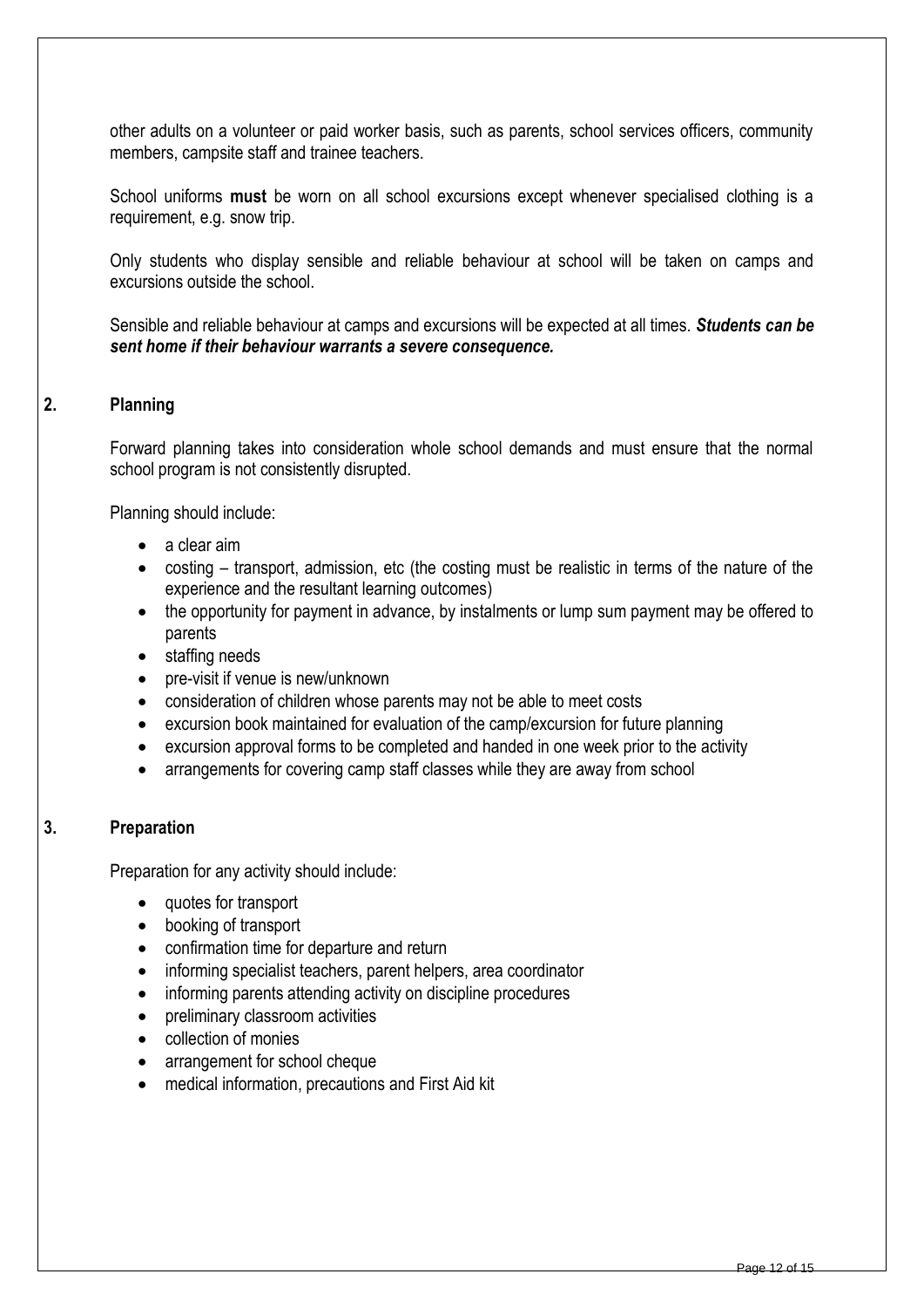other adults on a volunteer or paid worker basis, such as parents, school services officers, community members, campsite staff and trainee teachers.

School uniforms **must** be worn on all school excursions except whenever specialised clothing is a requirement, e.g. snow trip.

Only students who display sensible and reliable behaviour at school will be taken on camps and excursions outside the school.

Sensible and reliable behaviour at camps and excursions will be expected at all times. ***Students can be sent home if their behaviour warrants a severe consequence.***

## 2. Planning

Forward planning takes into consideration whole school demands and must ensure that the normal school program is not consistently disrupted.

Planning should include:

- a clear aim
- costing – transport, admission, etc (the costing must be realistic in terms of the nature of the experience and the resultant learning outcomes)
- the opportunity for payment in advance, by instalments or lump sum payment may be offered to parents
- staffing needs
- pre-visit if venue is new/unknown
- consideration of children whose parents may not be able to meet costs
- excursion book maintained for evaluation of the camp/excursion for future planning
- excursion approval forms to be completed and handed in one week prior to the activity
- arrangements for covering camp staff classes while they are away from school

## 3. Preparation

Preparation for any activity should include:

- quotes for transport
- booking of transport
- confirmation time for departure and return
- informing specialist teachers, parent helpers, area coordinator
- informing parents attending activity on discipline procedures
- preliminary classroom activities
- collection of monies
- arrangement for school cheque
- medical information, precautions and First Aid kit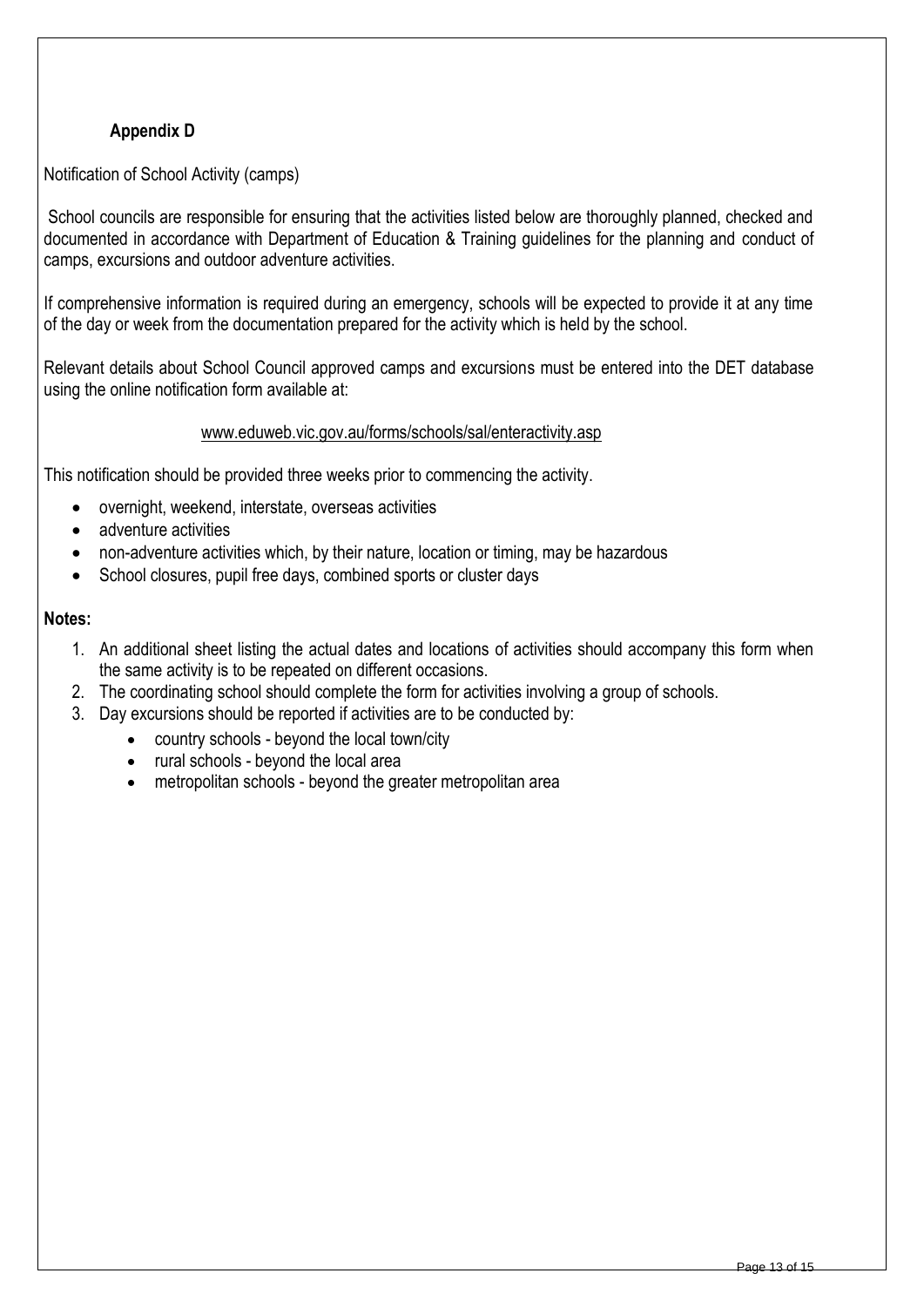## Appendix D

Notification of School Activity (camps)

School councils are responsible for ensuring that the activities listed below are thoroughly planned, checked and documented in accordance with Department of Education & Training guidelines for the planning and conduct of camps, excursions and outdoor adventure activities.

If comprehensive information is required during an emergency, schools will be expected to provide it at any time of the day or week from the documentation prepared for the activity which is held by the school.

Relevant details about School Council approved camps and excursions must be entered into the DET database using the online notification form available at:

www.eduweb.vic.gov.au/forms/schools/sal/enteractivity.asp

This notification should be provided three weeks prior to commencing the activity.

- overnight, weekend, interstate, overseas activities
- adventure activities
- non-adventure activities which, by their nature, location or timing, may be hazardous
- School closures, pupil free days, combined sports or cluster days

**Notes:**

1. An additional sheet listing the actual dates and locations of activities should accompany this form when the same activity is to be repeated on different occasions.
2. The coordinating school should complete the form for activities involving a group of schools.
3. Day excursions should be reported if activities are to be conducted by:
   - country schools - beyond the local town/city
   - rural schools - beyond the local area
   - metropolitan schools - beyond the greater metropolitan area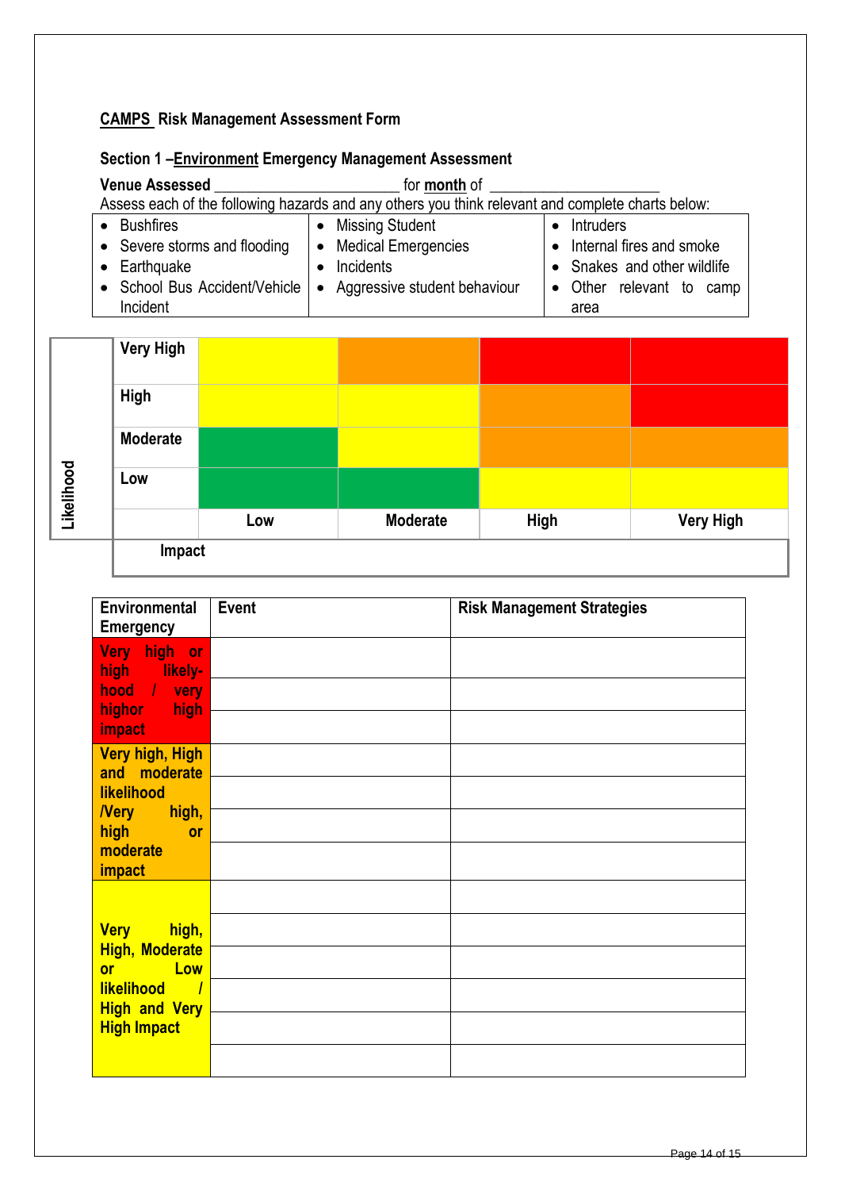**CAMPS Risk Management Assessment Form**

**Section 1 –Environment Emergency Management Assessment**

**Venue Assessed** ______________________ for **month** of ____________________

Assess each of the following hazards and any others you think relevant and complete charts below:

| | | |
|---|---|---|
| • Bushfires<br>• Severe storms and flooding<br>• Earthquake<br>• School Bus Accident/Vehicle Incident | • Missing Student<br>• Medical Emergencies<br>• Incidents<br>• Aggressive student behaviour | • Intruders<br>• Internal fires and smoke<br>• Snakes and other wildlife<br>• Other relevant to camp area |

| Likelihood | | | | |
|---|---|---|---|---|
| **Very High** | | | | |
| **High** | | | | |
| **Moderate** | | | | |
| **Low** | | | | |
| | **Low** | **Moderate** | **High** | **Very High** |

**Impact**

| Environmental Emergency | Event | Risk Management Strategies |
|---|---|---|
| Very high or high likely-hood / very highor high impact | | |
| | | |
| | | |
| Very high, High and moderate likelihood /Very high, high or moderate impact | | |
| | | |
| | | |
| | | |
| Very high, High, Moderate or Low likelihood / High and Very High Impact | | |
| | | |
| | | |
| | | |
| | | |
| | | |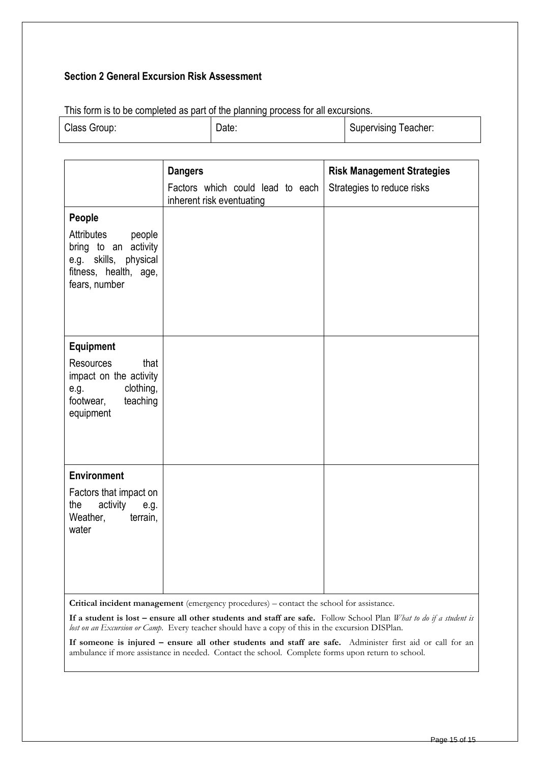## Section 2 General Excursion Risk Assessment

This form is to be completed as part of the planning process for all excursions.

| Class Group: | Date: | Supervising Teacher: |
|---|---|---|

| | **Dangers**<br>Factors which could lead to each inherent risk eventuating | **Risk Management Strategies**<br>Strategies to reduce risks |
|---|---|---|
| **People**<br>Attributes people bring to an activity e.g. skills, physical fitness, health, age, fears, number | | |
| **Equipment**<br>Resources that impact on the activity e.g. clothing, footwear, teaching equipment | | |
| **Environment**<br>Factors that impact on the activity e.g. Weather, terrain, water | | |

**Critical incident management** (emergency procedures) – contact the school for assistance.

**If a student is lost – ensure all other students and staff are safe.** Follow School Plan *What to do if a student is lost on an Excursion or Camp*. Every teacher should have a copy of this in the excursion DISPlan.

**If someone is injured – ensure all other students and staff are safe.** Administer first aid or call for an ambulance if more assistance in needed. Contact the school. Complete forms upon return to school.